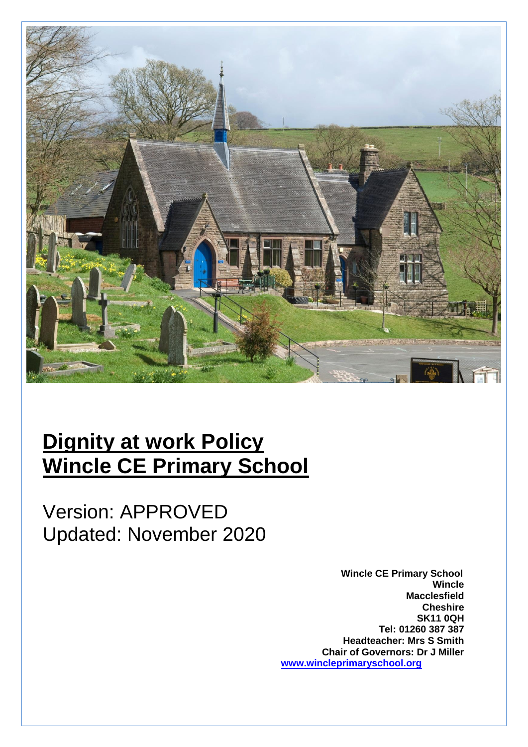# Dignity at work Policy
# Wincle CE Primary School

Version: APPROVED
Updated: November 2020

**Wincle CE Primary School**
**Wincle**
**Macclesfield**
**Cheshire**
**SK11 0QH**
**Tel: 01260 387 387**
**Headteacher: Mrs S Smith**
**Chair of Governors: Dr J Miller**
**www.wincleprimaryschool.org**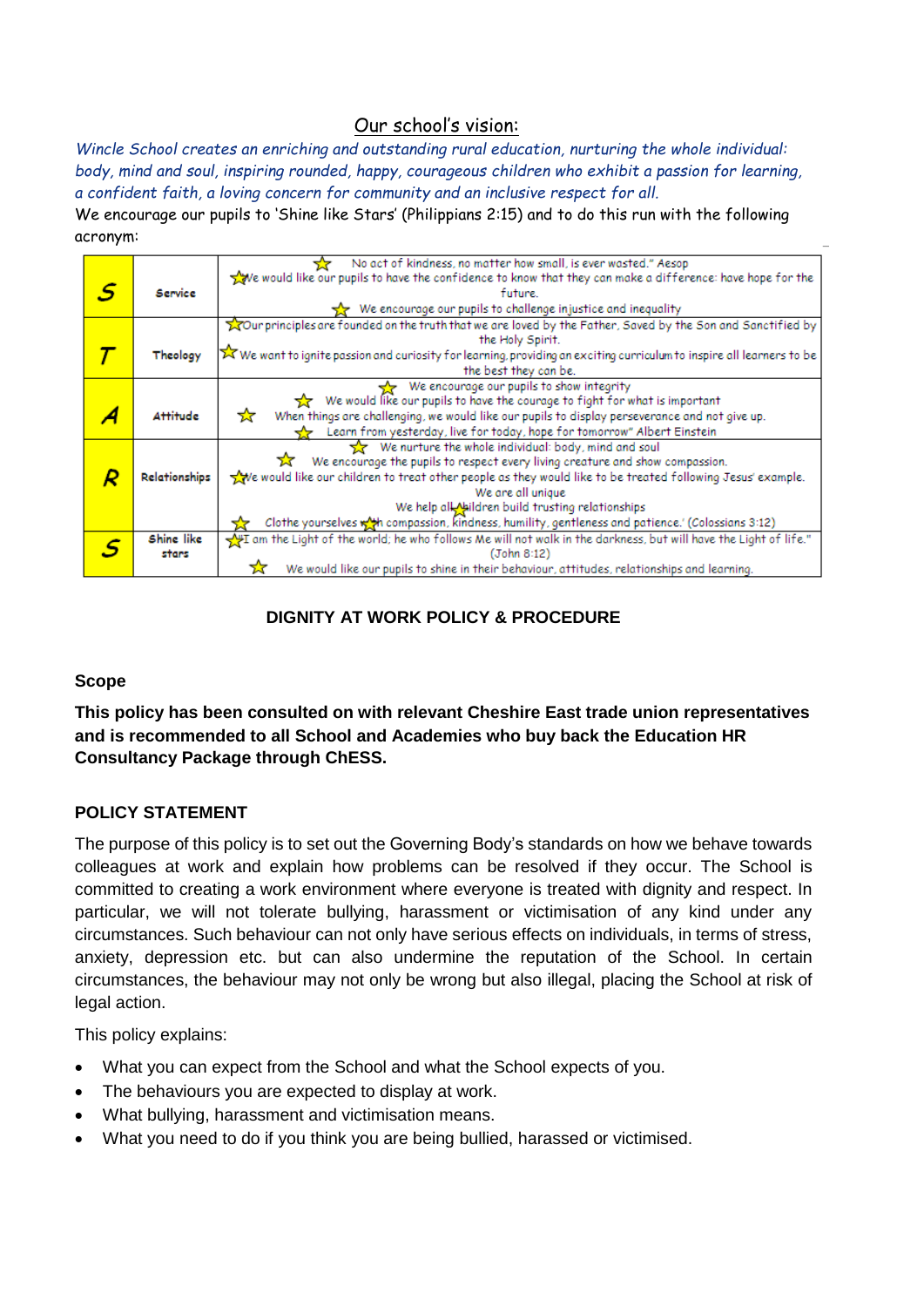## Our school's vision:

*Wincle School creates an enriching and outstanding rural education, nurturing the whole individual: body, mind and soul, inspiring rounded, happy, courageous children who exhibit a passion for learning, a confident faith, a loving concern for community and an inclusive respect for all.*

We encourage our pupils to 'Shine like Stars' (Philippians 2:15) and to do this run with the following acronym:

| | | |
|---|---|---|
| **S** | Service | ☆ No act of kindness, no matter how small, is ever wasted." Aesop<br>☆ We would like our pupils to have the confidence to know that they can make a difference: have hope for the future.<br>☆ We encourage our pupils to challenge injustice and inequality |
| **T** | Theology | ☆ Our principles are founded on the truth that we are loved by the Father, Saved by the Son and Sanctified by the Holy Spirit.<br>☆ We want to ignite passion and curiosity for learning, providing an exciting curriculum to inspire all learners to be the best they can be. |
| **A** | Attitude | ☆ We encourage our pupils to show integrity<br>☆ We would like our pupils to have the courage to fight for what is important<br>☆ When things are challenging, we would like our pupils to display perseverance and not give up.<br>☆ Learn from yesterday, live for today, hope for tomorrow" Albert Einstein |
| **R** | Relationships | ☆ We nurture the whole individual: body, mind and soul<br>☆ We encourage the pupils to respect every living creature and show compassion.<br>☆ We would like our children to treat other people as they would like to be treated following Jesus' example.<br>We are all unique<br>We help all children build trusting relationships<br>☆ Clothe yourselves with compassion, kindness, humility, gentleness and patience.' (Colossians 3:12) |
| **S** | Shine like stars | ☆ I am the Light of the world; he who follows Me will not walk in the darkness, but will have the Light of life." (John 8:12)<br>☆ We would like our pupils to shine in their behaviour, attitudes, relationships and learning. |

## DIGNITY AT WORK POLICY & PROCEDURE

### Scope

**This policy has been consulted on with relevant Cheshire East trade union representatives and is recommended to all School and Academies who buy back the Education HR Consultancy Package through ChESS.**

### POLICY STATEMENT

The purpose of this policy is to set out the Governing Body's standards on how we behave towards colleagues at work and explain how problems can be resolved if they occur. The School is committed to creating a work environment where everyone is treated with dignity and respect. In particular, we will not tolerate bullying, harassment or victimisation of any kind under any circumstances. Such behaviour can not only have serious effects on individuals, in terms of stress, anxiety, depression etc. but can also undermine the reputation of the School. In certain circumstances, the behaviour may not only be wrong but also illegal, placing the School at risk of legal action.

This policy explains:

- What you can expect from the School and what the School expects of you.
- The behaviours you are expected to display at work.
- What bullying, harassment and victimisation means.
- What you need to do if you think you are being bullied, harassed or victimised.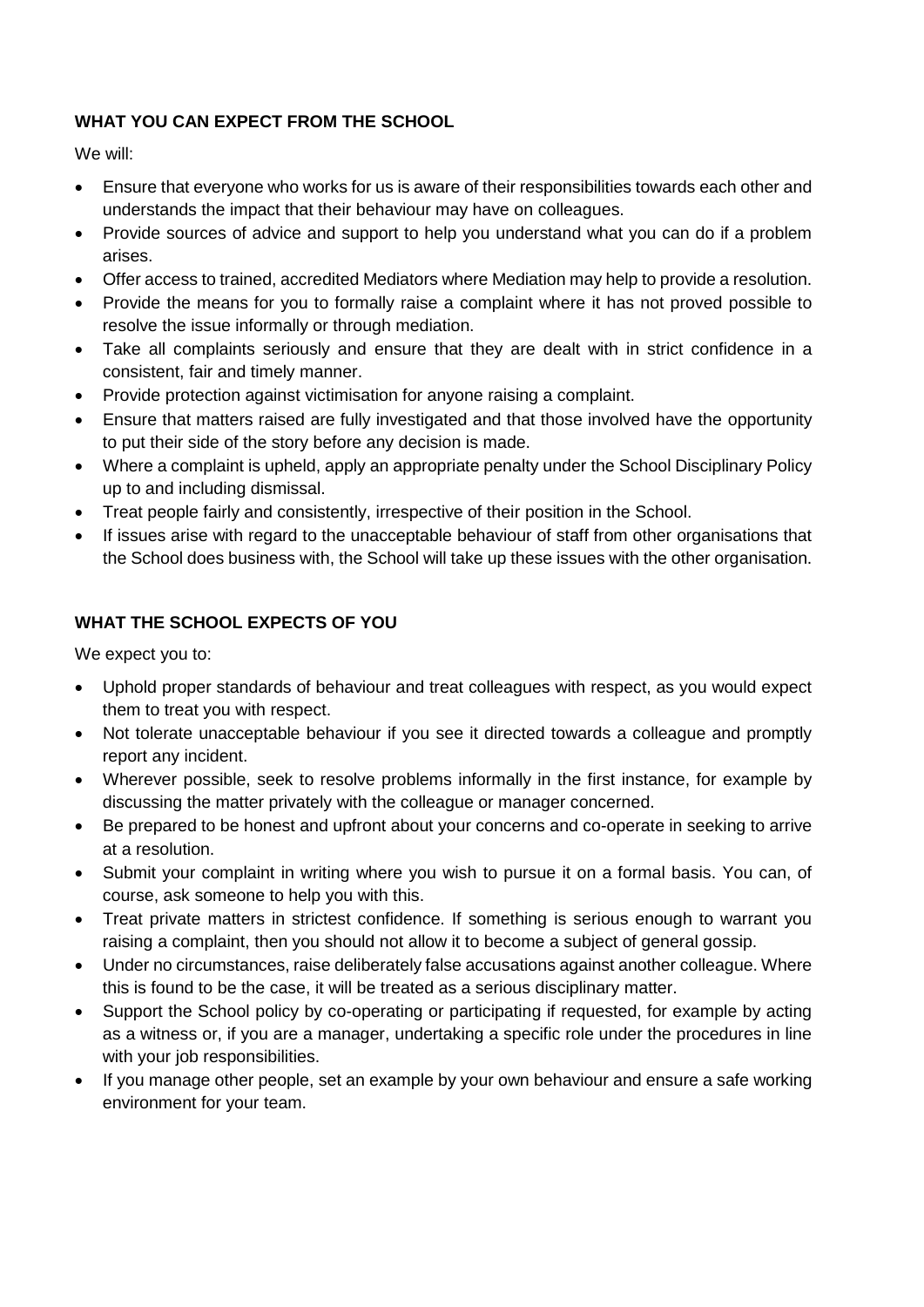**WHAT YOU CAN EXPECT FROM THE SCHOOL**

We will:

- Ensure that everyone who works for us is aware of their responsibilities towards each other and understands the impact that their behaviour may have on colleagues.
- Provide sources of advice and support to help you understand what you can do if a problem arises.
- Offer access to trained, accredited Mediators where Mediation may help to provide a resolution.
- Provide the means for you to formally raise a complaint where it has not proved possible to resolve the issue informally or through mediation.
- Take all complaints seriously and ensure that they are dealt with in strict confidence in a consistent, fair and timely manner.
- Provide protection against victimisation for anyone raising a complaint.
- Ensure that matters raised are fully investigated and that those involved have the opportunity to put their side of the story before any decision is made.
- Where a complaint is upheld, apply an appropriate penalty under the School Disciplinary Policy up to and including dismissal.
- Treat people fairly and consistently, irrespective of their position in the School.
- If issues arise with regard to the unacceptable behaviour of staff from other organisations that the School does business with, the School will take up these issues with the other organisation.

**WHAT THE SCHOOL EXPECTS OF YOU**

We expect you to:

- Uphold proper standards of behaviour and treat colleagues with respect, as you would expect them to treat you with respect.
- Not tolerate unacceptable behaviour if you see it directed towards a colleague and promptly report any incident.
- Wherever possible, seek to resolve problems informally in the first instance, for example by discussing the matter privately with the colleague or manager concerned.
- Be prepared to be honest and upfront about your concerns and co-operate in seeking to arrive at a resolution.
- Submit your complaint in writing where you wish to pursue it on a formal basis. You can, of course, ask someone to help you with this.
- Treat private matters in strictest confidence. If something is serious enough to warrant you raising a complaint, then you should not allow it to become a subject of general gossip.
- Under no circumstances, raise deliberately false accusations against another colleague. Where this is found to be the case, it will be treated as a serious disciplinary matter.
- Support the School policy by co-operating or participating if requested, for example by acting as a witness or, if you are a manager, undertaking a specific role under the procedures in line with your job responsibilities.
- If you manage other people, set an example by your own behaviour and ensure a safe working environment for your team.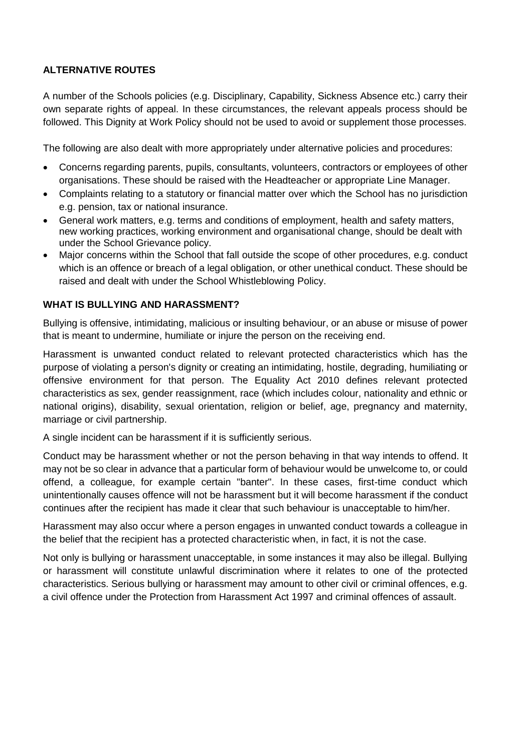## ALTERNATIVE ROUTES

A number of the Schools policies (e.g. Disciplinary, Capability, Sickness Absence etc.) carry their own separate rights of appeal. In these circumstances, the relevant appeals process should be followed. This Dignity at Work Policy should not be used to avoid or supplement those processes.

The following are also dealt with more appropriately under alternative policies and procedures:

- Concerns regarding parents, pupils, consultants, volunteers, contractors or employees of other organisations. These should be raised with the Headteacher or appropriate Line Manager.
- Complaints relating to a statutory or financial matter over which the School has no jurisdiction e.g. pension, tax or national insurance.
- General work matters, e.g. terms and conditions of employment, health and safety matters, new working practices, working environment and organisational change, should be dealt with under the School Grievance policy.
- Major concerns within the School that fall outside the scope of other procedures, e.g. conduct which is an offence or breach of a legal obligation, or other unethical conduct. These should be raised and dealt with under the School Whistleblowing Policy.

## WHAT IS BULLYING AND HARASSMENT?

Bullying is offensive, intimidating, malicious or insulting behaviour, or an abuse or misuse of power that is meant to undermine, humiliate or injure the person on the receiving end.

Harassment is unwanted conduct related to relevant protected characteristics which has the purpose of violating a person's dignity or creating an intimidating, hostile, degrading, humiliating or offensive environment for that person. The Equality Act 2010 defines relevant protected characteristics as sex, gender reassignment, race (which includes colour, nationality and ethnic or national origins), disability, sexual orientation, religion or belief, age, pregnancy and maternity, marriage or civil partnership.

A single incident can be harassment if it is sufficiently serious.

Conduct may be harassment whether or not the person behaving in that way intends to offend. It may not be so clear in advance that a particular form of behaviour would be unwelcome to, or could offend, a colleague, for example certain "banter". In these cases, first-time conduct which unintentionally causes offence will not be harassment but it will become harassment if the conduct continues after the recipient has made it clear that such behaviour is unacceptable to him/her.

Harassment may also occur where a person engages in unwanted conduct towards a colleague in the belief that the recipient has a protected characteristic when, in fact, it is not the case.

Not only is bullying or harassment unacceptable, in some instances it may also be illegal. Bullying or harassment will constitute unlawful discrimination where it relates to one of the protected characteristics. Serious bullying or harassment may amount to other civil or criminal offences, e.g. a civil offence under the Protection from Harassment Act 1997 and criminal offences of assault.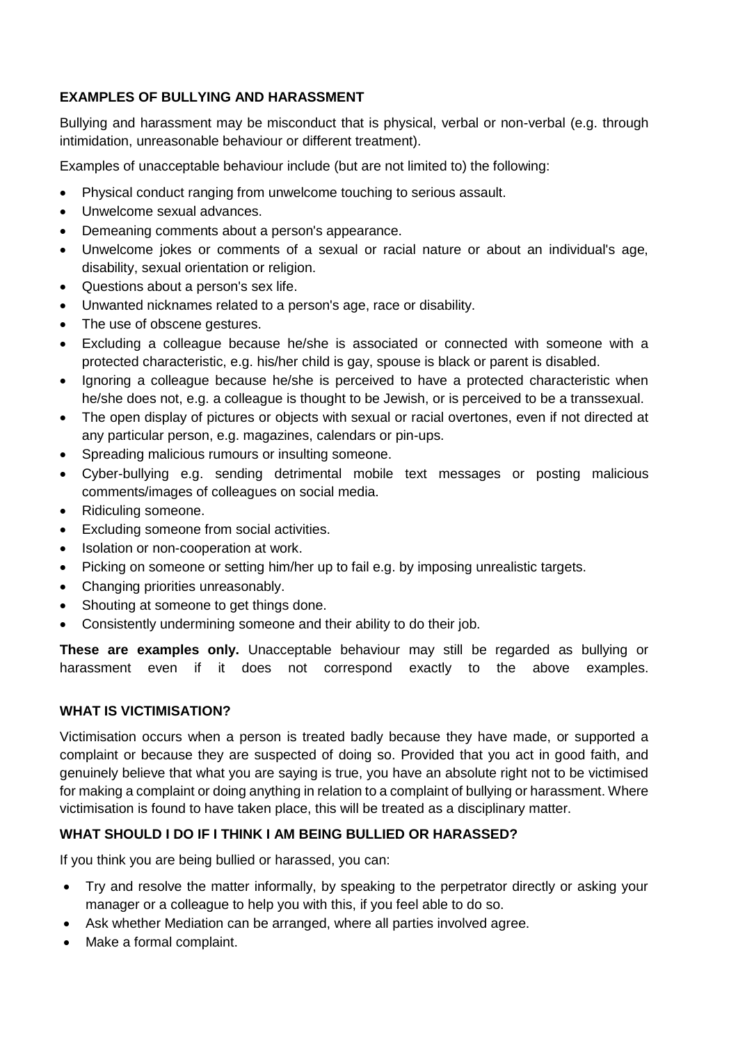## EXAMPLES OF BULLYING AND HARASSMENT

Bullying and harassment may be misconduct that is physical, verbal or non-verbal (e.g. through intimidation, unreasonable behaviour or different treatment).

Examples of unacceptable behaviour include (but are not limited to) the following:

- Physical conduct ranging from unwelcome touching to serious assault.
- Unwelcome sexual advances.
- Demeaning comments about a person's appearance.
- Unwelcome jokes or comments of a sexual or racial nature or about an individual's age, disability, sexual orientation or religion.
- Questions about a person's sex life.
- Unwanted nicknames related to a person's age, race or disability.
- The use of obscene gestures.
- Excluding a colleague because he/she is associated or connected with someone with a protected characteristic, e.g. his/her child is gay, spouse is black or parent is disabled.
- Ignoring a colleague because he/she is perceived to have a protected characteristic when he/she does not, e.g. a colleague is thought to be Jewish, or is perceived to be a transsexual.
- The open display of pictures or objects with sexual or racial overtones, even if not directed at any particular person, e.g. magazines, calendars or pin-ups.
- Spreading malicious rumours or insulting someone.
- Cyber-bullying e.g. sending detrimental mobile text messages or posting malicious comments/images of colleagues on social media.
- Ridiculing someone.
- Excluding someone from social activities.
- Isolation or non-cooperation at work.
- Picking on someone or setting him/her up to fail e.g. by imposing unrealistic targets.
- Changing priorities unreasonably.
- Shouting at someone to get things done.
- Consistently undermining someone and their ability to do their job.

**These are examples only.** Unacceptable behaviour may still be regarded as bullying or harassment even if it does not correspond exactly to the above examples.

## WHAT IS VICTIMISATION?

Victimisation occurs when a person is treated badly because they have made, or supported a complaint or because they are suspected of doing so. Provided that you act in good faith, and genuinely believe that what you are saying is true, you have an absolute right not to be victimised for making a complaint or doing anything in relation to a complaint of bullying or harassment. Where victimisation is found to have taken place, this will be treated as a disciplinary matter.

## WHAT SHOULD I DO IF I THINK I AM BEING BULLIED OR HARASSED?

If you think you are being bullied or harassed, you can:

- Try and resolve the matter informally, by speaking to the perpetrator directly or asking your manager or a colleague to help you with this, if you feel able to do so.
- Ask whether Mediation can be arranged, where all parties involved agree.
- Make a formal complaint.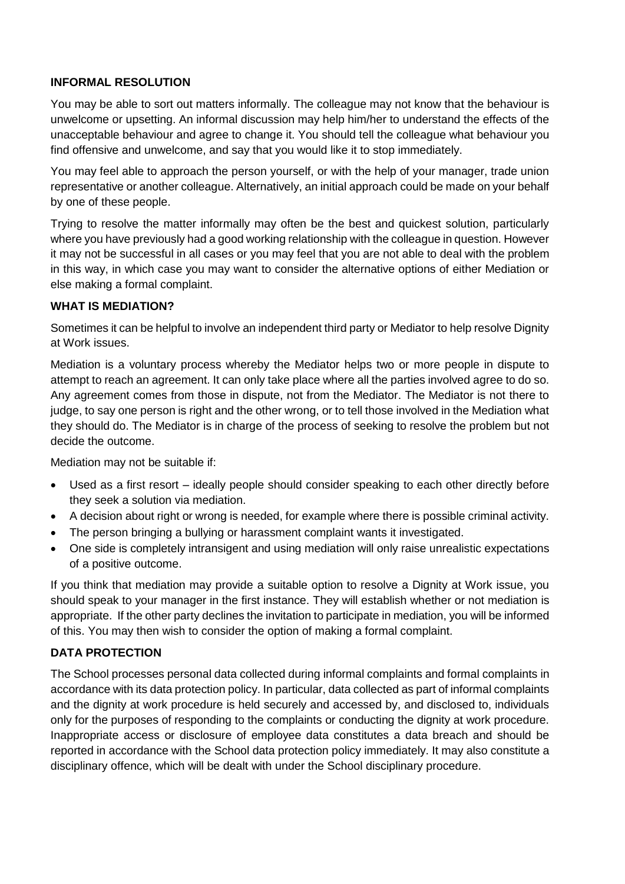## INFORMAL RESOLUTION

You may be able to sort out matters informally. The colleague may not know that the behaviour is unwelcome or upsetting. An informal discussion may help him/her to understand the effects of the unacceptable behaviour and agree to change it. You should tell the colleague what behaviour you find offensive and unwelcome, and say that you would like it to stop immediately.

You may feel able to approach the person yourself, or with the help of your manager, trade union representative or another colleague. Alternatively, an initial approach could be made on your behalf by one of these people.

Trying to resolve the matter informally may often be the best and quickest solution, particularly where you have previously had a good working relationship with the colleague in question. However it may not be successful in all cases or you may feel that you are not able to deal with the problem in this way, in which case you may want to consider the alternative options of either Mediation or else making a formal complaint.

## WHAT IS MEDIATION?

Sometimes it can be helpful to involve an independent third party or Mediator to help resolve Dignity at Work issues.

Mediation is a voluntary process whereby the Mediator helps two or more people in dispute to attempt to reach an agreement. It can only take place where all the parties involved agree to do so. Any agreement comes from those in dispute, not from the Mediator. The Mediator is not there to judge, to say one person is right and the other wrong, or to tell those involved in the Mediation what they should do. The Mediator is in charge of the process of seeking to resolve the problem but not decide the outcome.

Mediation may not be suitable if:

- Used as a first resort – ideally people should consider speaking to each other directly before they seek a solution via mediation.
- A decision about right or wrong is needed, for example where there is possible criminal activity.
- The person bringing a bullying or harassment complaint wants it investigated.
- One side is completely intransigent and using mediation will only raise unrealistic expectations of a positive outcome.

If you think that mediation may provide a suitable option to resolve a Dignity at Work issue, you should speak to your manager in the first instance. They will establish whether or not mediation is appropriate. If the other party declines the invitation to participate in mediation, you will be informed of this. You may then wish to consider the option of making a formal complaint.

## DATA PROTECTION

The School processes personal data collected during informal complaints and formal complaints in accordance with its data protection policy. In particular, data collected as part of informal complaints and the dignity at work procedure is held securely and accessed by, and disclosed to, individuals only for the purposes of responding to the complaints or conducting the dignity at work procedure. Inappropriate access or disclosure of employee data constitutes a data breach and should be reported in accordance with the School data protection policy immediately. It may also constitute a disciplinary offence, which will be dealt with under the School disciplinary procedure.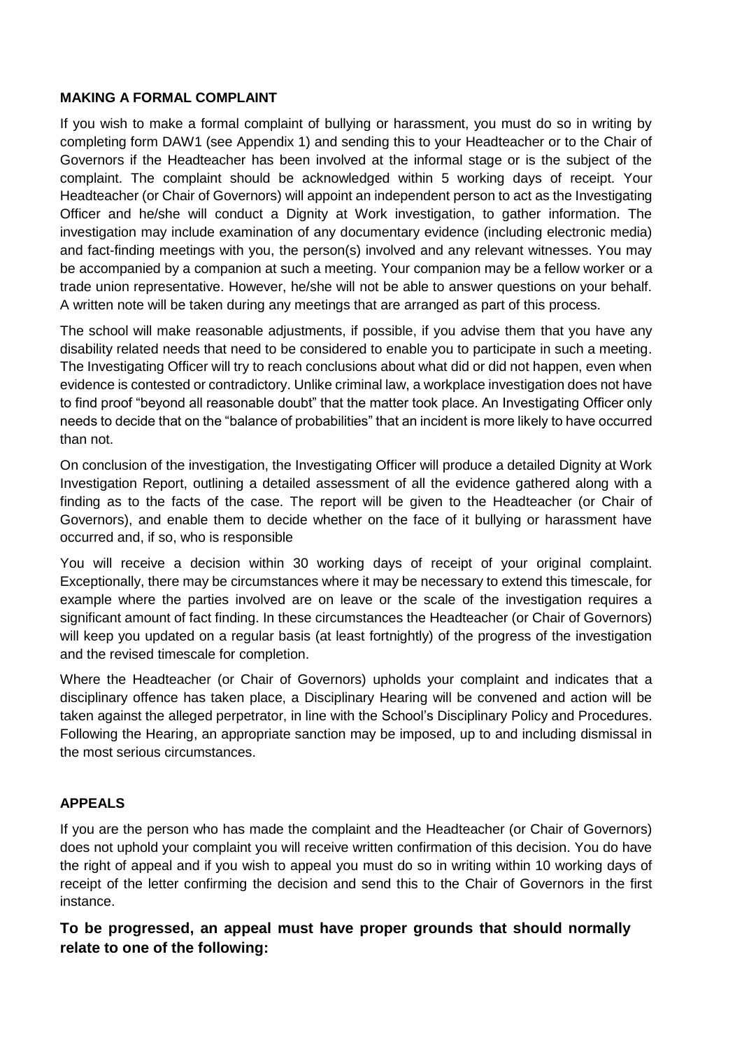## MAKING A FORMAL COMPLAINT

If you wish to make a formal complaint of bullying or harassment, you must do so in writing by completing form DAW1 (see Appendix 1) and sending this to your Headteacher or to the Chair of Governors if the Headteacher has been involved at the informal stage or is the subject of the complaint. The complaint should be acknowledged within 5 working days of receipt. Your Headteacher (or Chair of Governors) will appoint an independent person to act as the Investigating Officer and he/she will conduct a Dignity at Work investigation, to gather information. The investigation may include examination of any documentary evidence (including electronic media) and fact-finding meetings with you, the person(s) involved and any relevant witnesses. You may be accompanied by a companion at such a meeting. Your companion may be a fellow worker or a trade union representative. However, he/she will not be able to answer questions on your behalf. A written note will be taken during any meetings that are arranged as part of this process.

The school will make reasonable adjustments, if possible, if you advise them that you have any disability related needs that need to be considered to enable you to participate in such a meeting. The Investigating Officer will try to reach conclusions about what did or did not happen, even when evidence is contested or contradictory. Unlike criminal law, a workplace investigation does not have to find proof "beyond all reasonable doubt" that the matter took place. An Investigating Officer only needs to decide that on the "balance of probabilities" that an incident is more likely to have occurred than not.

On conclusion of the investigation, the Investigating Officer will produce a detailed Dignity at Work Investigation Report, outlining a detailed assessment of all the evidence gathered along with a finding as to the facts of the case. The report will be given to the Headteacher (or Chair of Governors), and enable them to decide whether on the face of it bullying or harassment have occurred and, if so, who is responsible

You will receive a decision within 30 working days of receipt of your original complaint. Exceptionally, there may be circumstances where it may be necessary to extend this timescale, for example where the parties involved are on leave or the scale of the investigation requires a significant amount of fact finding. In these circumstances the Headteacher (or Chair of Governors) will keep you updated on a regular basis (at least fortnightly) of the progress of the investigation and the revised timescale for completion.

Where the Headteacher (or Chair of Governors) upholds your complaint and indicates that a disciplinary offence has taken place, a Disciplinary Hearing will be convened and action will be taken against the alleged perpetrator, in line with the School's Disciplinary Policy and Procedures. Following the Hearing, an appropriate sanction may be imposed, up to and including dismissal in the most serious circumstances.

## APPEALS

If you are the person who has made the complaint and the Headteacher (or Chair of Governors) does not uphold your complaint you will receive written confirmation of this decision. You do have the right of appeal and if you wish to appeal you must do so in writing within 10 working days of receipt of the letter confirming the decision and send this to the Chair of Governors in the first instance.

**To be progressed, an appeal must have proper grounds that should normally relate to one of the following:**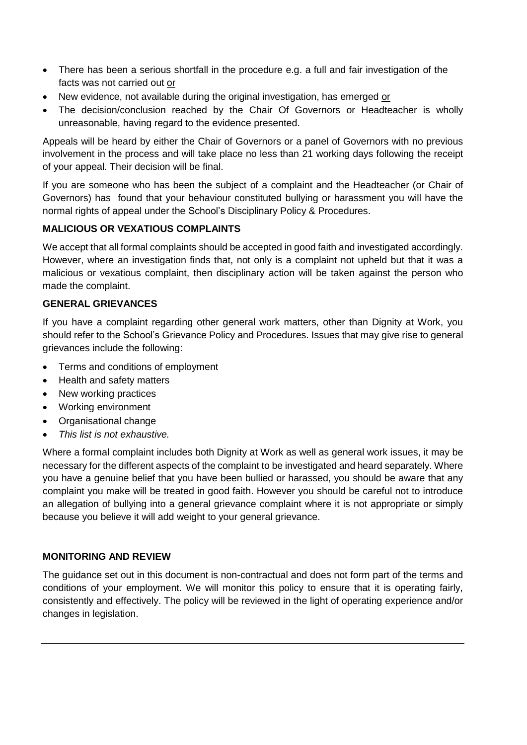- There has been a serious shortfall in the procedure e.g. a full and fair investigation of the facts was not carried out or
- New evidence, not available during the original investigation, has emerged or
- The decision/conclusion reached by the Chair Of Governors or Headteacher is wholly unreasonable, having regard to the evidence presented.

Appeals will be heard by either the Chair of Governors or a panel of Governors with no previous involvement in the process and will take place no less than 21 working days following the receipt of your appeal. Their decision will be final.

If you are someone who has been the subject of a complaint and the Headteacher (or Chair of Governors) has found that your behaviour constituted bullying or harassment you will have the normal rights of appeal under the School's Disciplinary Policy & Procedures.

**MALICIOUS OR VEXATIOUS COMPLAINTS**

We accept that all formal complaints should be accepted in good faith and investigated accordingly. However, where an investigation finds that, not only is a complaint not upheld but that it was a malicious or vexatious complaint, then disciplinary action will be taken against the person who made the complaint.

**GENERAL GRIEVANCES**

If you have a complaint regarding other general work matters, other than Dignity at Work, you should refer to the School's Grievance Policy and Procedures. Issues that may give rise to general grievances include the following:

- Terms and conditions of employment
- Health and safety matters
- New working practices
- Working environment
- Organisational change
- *This list is not exhaustive.*

Where a formal complaint includes both Dignity at Work as well as general work issues, it may be necessary for the different aspects of the complaint to be investigated and heard separately. Where you have a genuine belief that you have been bullied or harassed, you should be aware that any complaint you make will be treated in good faith. However you should be careful not to introduce an allegation of bullying into a general grievance complaint where it is not appropriate or simply because you believe it will add weight to your general grievance.

**MONITORING AND REVIEW**

The guidance set out in this document is non-contractual and does not form part of the terms and conditions of your employment. We will monitor this policy to ensure that it is operating fairly, consistently and effectively. The policy will be reviewed in the light of operating experience and/or changes in legislation.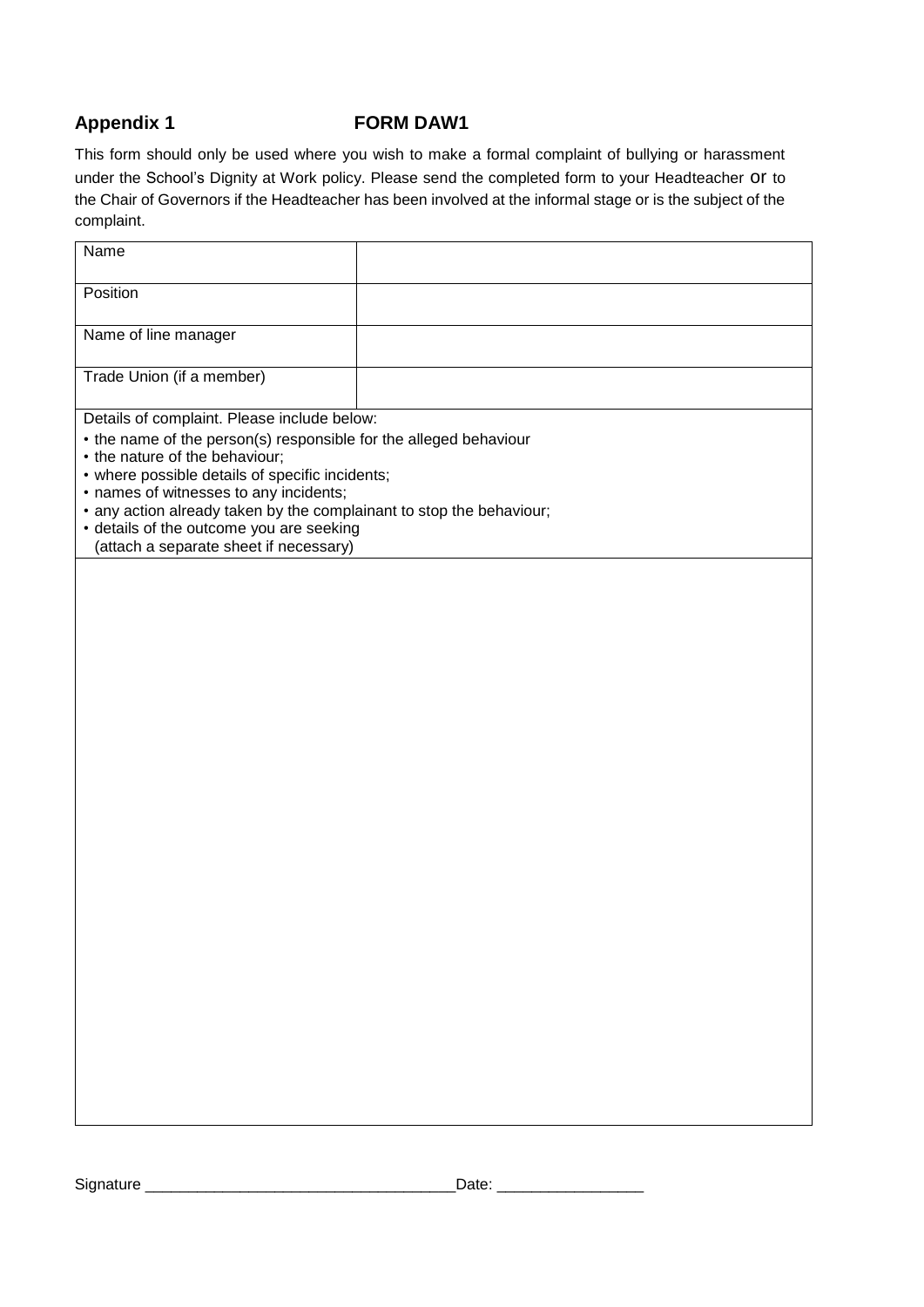**Appendix 1** **FORM DAW1**

This form should only be used where you wish to make a formal complaint of bullying or harassment under the School's Dignity at Work policy. Please send the completed form to your Headteacher or to the Chair of Governors if the Headteacher has been involved at the informal stage or is the subject of the complaint.

| | |
|---|---|
| Name | |
| Position | |
| Name of line manager | |
| Trade Union (if a member) | |

| |
|---|
| Details of complaint. Please include below:<br>• the name of the person(s) responsible for the alleged behaviour<br>• the nature of the behaviour;<br>• where possible details of specific incidents;<br>• names of witnesses to any incidents;<br>• any action already taken by the complainant to stop the behaviour;<br>• details of the outcome you are seeking<br>(attach a separate sheet if necessary) |
| |

Signature ___________________________________Date: _________________